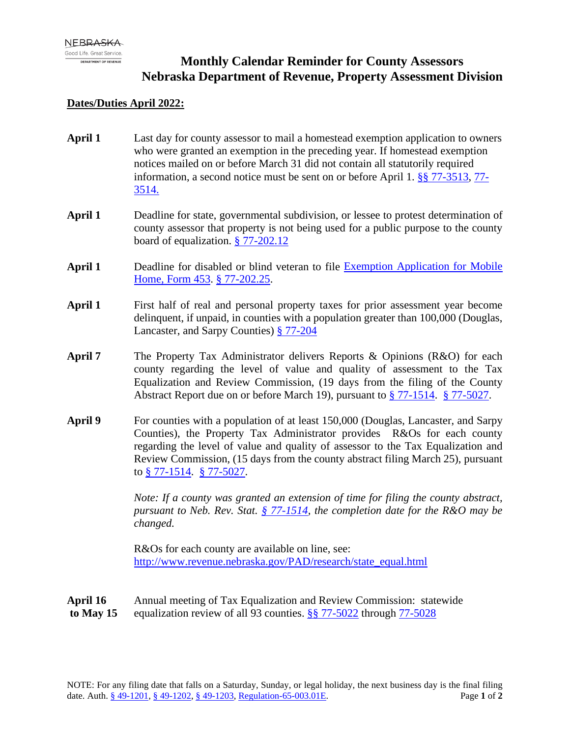# Monthly Calendar Reminder for County Assessors
# Nebraska Department of Revenue, Property Assessment Division

**Dates/Duties April 2022:**

**April 1** Last day for county assessor to mail a homestead exemption application to owners who were granted an exemption in the preceding year. If homestead exemption notices mailed on or before March 31 did not contain all statutorily required information, a second notice must be sent on or before April 1. §§ 77-3513, 77-3514.

**April 1** Deadline for state, governmental subdivision, or lessee to protest determination of county assessor that property is not being used for a public purpose to the county board of equalization. § 77-202.12

**April 1** Deadline for disabled or blind veteran to file Exemption Application for Mobile Home, Form 453. § 77-202.25.

**April 1** First half of real and personal property taxes for prior assessment year become delinquent, if unpaid, in counties with a population greater than 100,000 (Douglas, Lancaster, and Sarpy Counties) § 77-204

**April 7** The Property Tax Administrator delivers Reports & Opinions (R&O) for each county regarding the level of value and quality of assessment to the Tax Equalization and Review Commission, (19 days from the filing of the County Abstract Report due on or before March 19), pursuant to § 77-1514. § 77-5027.

**April 9** For counties with a population of at least 150,000 (Douglas, Lancaster, and Sarpy Counties), the Property Tax Administrator provides R&Os for each county regarding the level of value and quality of assessor to the Tax Equalization and Review Commission, (15 days from the county abstract filing March 25), pursuant to § 77-1514. § 77-5027.

*Note: If a county was granted an extension of time for filing the county abstract, pursuant to Neb. Rev. Stat. § 77-1514, the completion date for the R&O may be changed.*

R&Os for each county are available on line, see: http://www.revenue.nebraska.gov/PAD/research/state_equal.html

**April 16 to May 15** Annual meeting of Tax Equalization and Review Commission: statewide equalization review of all 93 counties. §§ 77-5022 through 77-5028

NOTE: For any filing date that falls on a Saturday, Sunday, or legal holiday, the next business day is the final filing date. Auth. § 49-1201, § 49-1202, § 49-1203, Regulation-65-003.01E.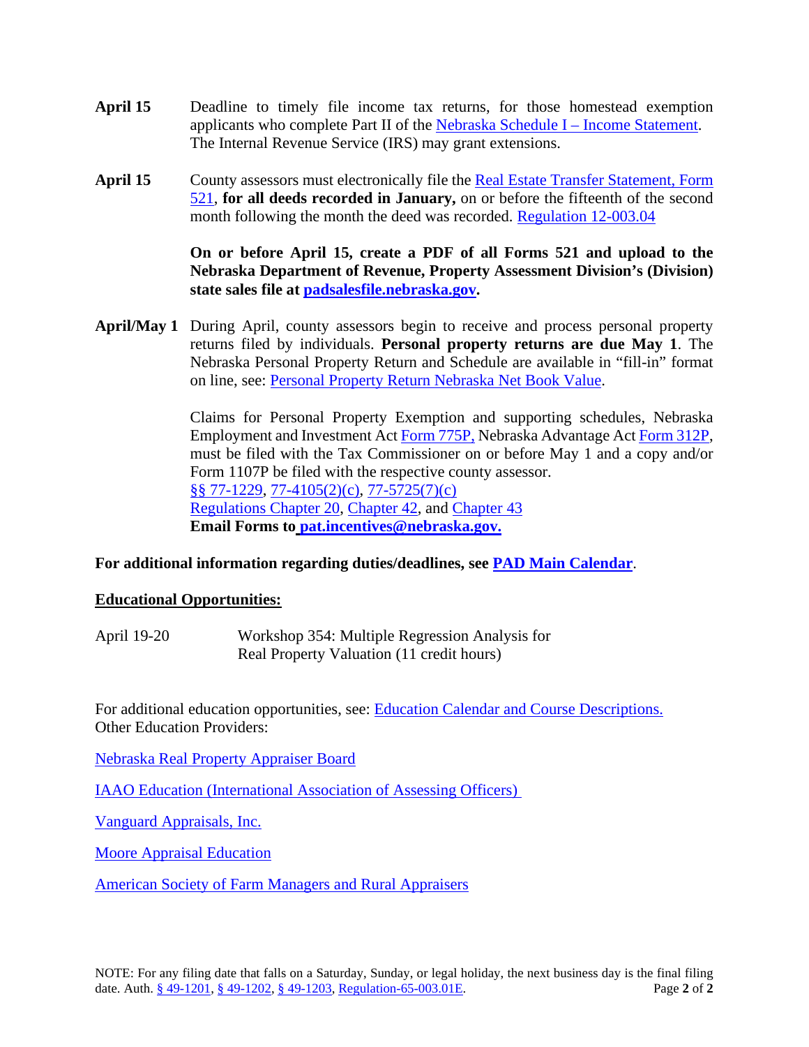**April 15** Deadline to timely file income tax returns, for those homestead exemption applicants who complete Part II of the Nebraska Schedule I – Income Statement. The Internal Revenue Service (IRS) may grant extensions.

**April 15** County assessors must electronically file the Real Estate Transfer Statement, Form 521, **for all deeds recorded in January,** on or before the fifteenth of the second month following the month the deed was recorded. Regulation 12-003.04

**On or before April 15, create a PDF of all Forms 521 and upload to the Nebraska Department of Revenue, Property Assessment Division's (Division) state sales file at padsalesfile.nebraska.gov.**

**April/May 1** During April, county assessors begin to receive and process personal property returns filed by individuals. **Personal property returns are due May 1**. The Nebraska Personal Property Return and Schedule are available in "fill-in" format on line, see: Personal Property Return Nebraska Net Book Value.

Claims for Personal Property Exemption and supporting schedules, Nebraska Employment and Investment Act Form 775P, Nebraska Advantage Act Form 312P, must be filed with the Tax Commissioner on or before May 1 and a copy and/or Form 1107P be filed with the respective county assessor.
§§ 77-1229, 77-4105(2)(c), 77-5725(7)(c)
Regulations Chapter 20, Chapter 42, and Chapter 43
**Email Forms to pat.incentives@nebraska.gov.**

**For additional information regarding duties/deadlines, see PAD Main Calendar.**

## Educational Opportunities:

April 19-20 Workshop 354: Multiple Regression Analysis for Real Property Valuation (11 credit hours)

For additional education opportunities, see: Education Calendar and Course Descriptions.
Other Education Providers:

Nebraska Real Property Appraiser Board

IAAO Education (International Association of Assessing Officers)

Vanguard Appraisals, Inc.

Moore Appraisal Education

American Society of Farm Managers and Rural Appraisers

NOTE: For any filing date that falls on a Saturday, Sunday, or legal holiday, the next business day is the final filing date. Auth. § 49-1201, § 49-1202, § 49-1203, Regulation-65-003.01E.